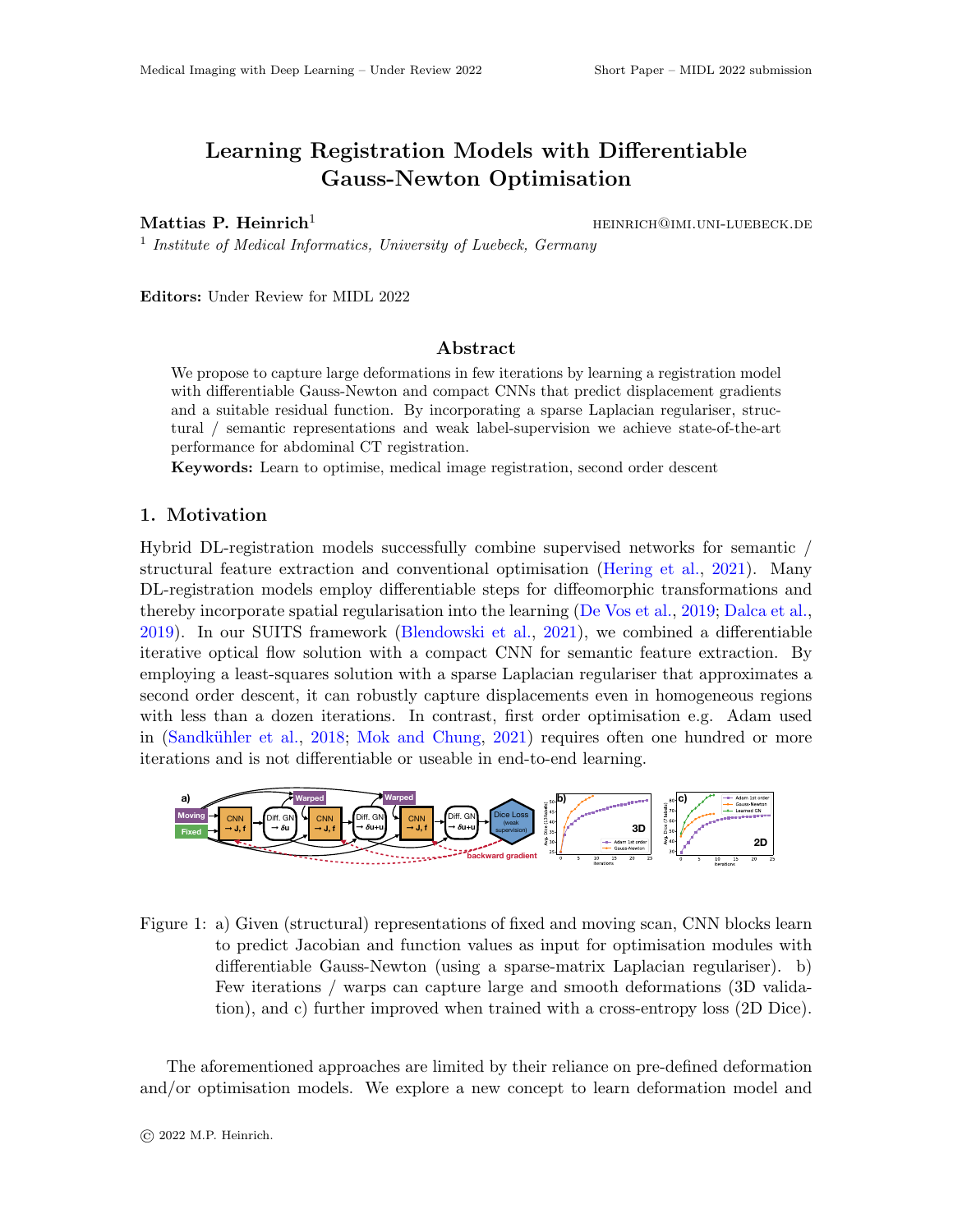# Learning Registration Models with Differentiable Gauss-Newton Optimisation

**Mattias P. Heinrich**[1] HEINRICH@IMI.UNI-LUEBECK.DE

[1] *Institute of Medical Informatics, University of Luebeck, Germany*

**Editors:** Under Review for MIDL 2022

## Abstract

We propose to capture large deformations in few iterations by learning a registration model with differentiable Gauss-Newton and compact CNNs that predict displacement gradients and a suitable residual function. By incorporating a sparse Laplacian regulariser, structural / semantic representations and weak label-supervision we achieve state-of-the-art performance for abdominal CT registration.

**Keywords:** Learn to optimise, medical image registration, second order descent

## 1. Motivation

Hybrid DL-registration models successfully combine supervised networks for semantic / structural feature extraction and conventional optimisation (Hering et al., 2021). Many DL-registration models employ differentiable steps for diffeomorphic transformations and thereby incorporate spatial regularisation into the learning (De Vos et al., 2019; Dalca et al., 2019). In our SUITS framework (Blendowski et al., 2021), we combined a differentiable iterative optical flow solution with a compact CNN for semantic feature extraction. By employing a least-squares solution with a sparse Laplacian regulariser that approximates a second order descent, it can robustly capture displacements even in homogeneous regions with less than a dozen iterations. In contrast, first order optimisation e.g. Adam used in (Sandkühler et al., 2018; Mok and Chung, 2021) requires often one hundred or more iterations and is not differentiable or useable in end-to-end learning.

Figure 1: a) Given (structural) representations of fixed and moving scan, CNN blocks learn to predict Jacobian and function values as input for optimisation modules with differentiable Gauss-Newton (using a sparse-matrix Laplacian regulariser). b) Few iterations / warps can capture large and smooth deformations (3D validation), and c) further improved when trained with a cross-entropy loss (2D Dice).

The aforementioned approaches are limited by their reliance on pre-defined deformation and/or optimisation models. We explore a new concept to learn deformation model and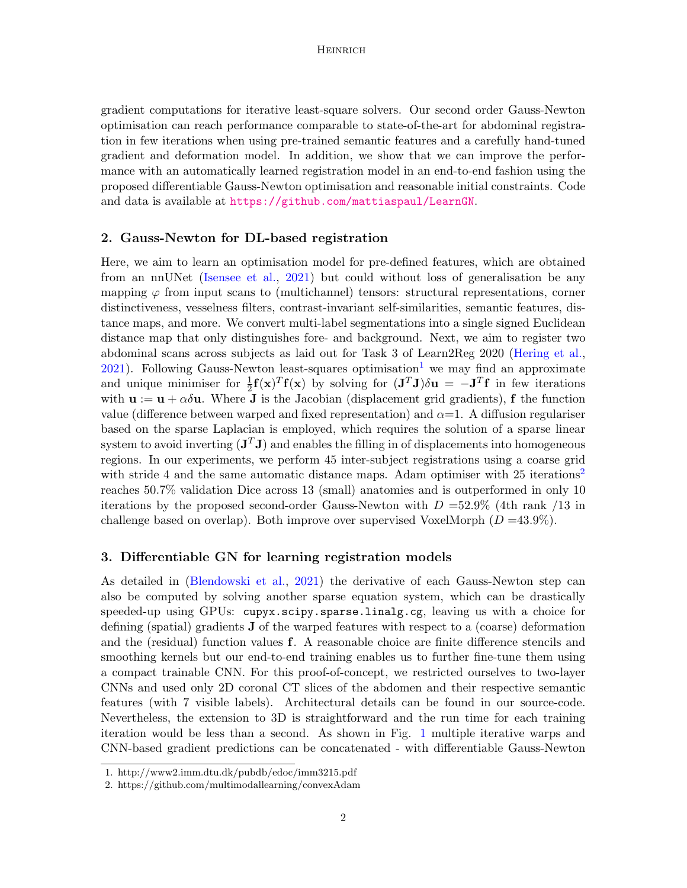gradient computations for iterative least-square solvers. Our second order Gauss-Newton optimisation can reach performance comparable to state-of-the-art for abdominal registration in few iterations when using pre-trained semantic features and a carefully hand-tuned gradient and deformation model. In addition, we show that we can improve the performance with an automatically learned registration model in an end-to-end fashion using the proposed differentiable Gauss-Newton optimisation and reasonable initial constraints. Code and data is available at https://github.com/mattiaspaul/LearnGN.

## 2. Gauss-Newton for DL-based registration

Here, we aim to learn an optimisation model for pre-defined features, which are obtained from an nnUNet (Isensee et al., 2021) but could without loss of generalisation be any mapping $\varphi$ from input scans to (multichannel) tensors: structural representations, corner distinctiveness, vesselness filters, contrast-invariant self-similarities, semantic features, distance maps, and more. We convert multi-label segmentations into a single signed Euclidean distance map that only distinguishes fore- and background. Next, we aim to register two abdominal scans across subjects as laid out for Task 3 of Learn2Reg 2020 (Hering et al., 2021). Following Gauss-Newton least-squares optimisation[1] we may find an approximate and unique minimiser for $\frac{1}{2}\mathbf{f}(\mathbf{x})^T\mathbf{f}(\mathbf{x})$ by solving for $(\mathbf{J}^T\mathbf{J})\delta\mathbf{u} = -\mathbf{J}^T\mathbf{f}$ in few iterations with $\mathbf{u} := \mathbf{u} + \alpha\delta\mathbf{u}$. Where $\mathbf{J}$ is the Jacobian (displacement grid gradients), $\mathbf{f}$ the function value (difference between warped and fixed representation) and $\alpha$=1. A diffusion regulariser based on the sparse Laplacian is employed, which requires the solution of a sparse linear system to avoid inverting $(\mathbf{J}^T\mathbf{J})$ and enables the filling in of displacements into homogeneous regions. In our experiments, we perform 45 inter-subject registrations using a coarse grid with stride 4 and the same automatic distance maps. Adam optimiser with 25 iterations[2] reaches 50.7% validation Dice across 13 (small) anatomies and is outperformed in only 10 iterations by the proposed second-order Gauss-Newton with $D$ =52.9% (4th rank /13 in challenge based on overlap). Both improve over supervised VoxelMorph ($D$ =43.9%).

## 3. Differentiable GN for learning registration models

As detailed in (Blendowski et al., 2021) the derivative of each Gauss-Newton step can also be computed by solving another sparse equation system, which can be drastically speeded-up using GPUs: `cupyx.scipy.sparse.linalg.cg`, leaving us with a choice for defining (spatial) gradients $\mathbf{J}$ of the warped features with respect to a (coarse) deformation and the (residual) function values $\mathbf{f}$. A reasonable choice are finite difference stencils and smoothing kernels but our end-to-end training enables us to further fine-tune them using a compact trainable CNN. For this proof-of-concept, we restricted ourselves to two-layer CNNs and used only 2D coronal CT slices of the abdomen and their respective semantic features (with 7 visible labels). Architectural details can be found in our source-code. Nevertheless, the extension to 3D is straightforward and the run time for each training iteration would be less than a second. As shown in Fig. 1 multiple iterative warps and CNN-based gradient predictions can be concatenated - with differentiable Gauss-Newton

1. http://www2.imm.dtu.dk/pubdb/edoc/imm3215.pdf
2. https://github.com/multimodallearning/convexAdam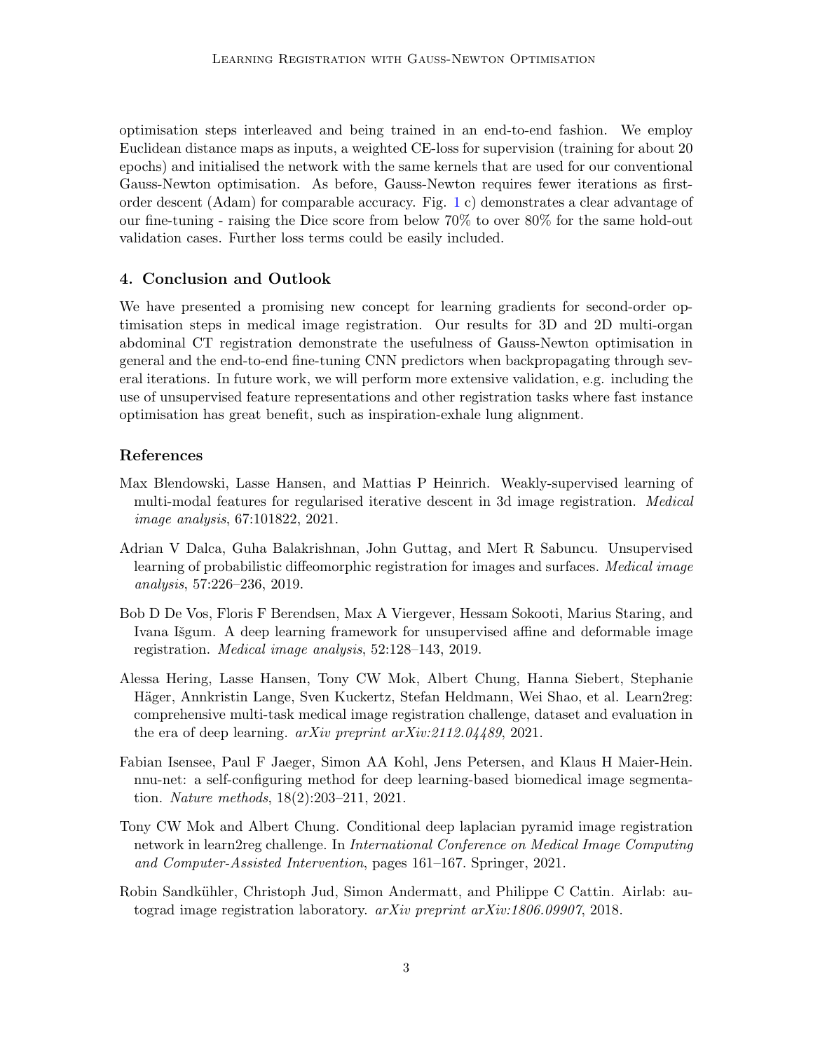optimisation steps interleaved and being trained in an end-to-end fashion. We employ Euclidean distance maps as inputs, a weighted CE-loss for supervision (training for about 20 epochs) and initialised the network with the same kernels that are used for our conventional Gauss-Newton optimisation. As before, Gauss-Newton requires fewer iterations as first-order descent (Adam) for comparable accuracy. Fig. 1 c) demonstrates a clear advantage of our fine-tuning - raising the Dice score from below 70% to over 80% for the same hold-out validation cases. Further loss terms could be easily included.

## 4. Conclusion and Outlook

We have presented a promising new concept for learning gradients for second-order optimisation steps in medical image registration. Our results for 3D and 2D multi-organ abdominal CT registration demonstrate the usefulness of Gauss-Newton optimisation in general and the end-to-end fine-tuning CNN predictors when backpropagating through several iterations. In future work, we will perform more extensive validation, e.g. including the use of unsupervised feature representations and other registration tasks where fast instance optimisation has great benefit, such as inspiration-exhale lung alignment.

## References

Max Blendowski, Lasse Hansen, and Mattias P Heinrich. Weakly-supervised learning of multi-modal features for regularised iterative descent in 3d image registration. *Medical image analysis*, 67:101822, 2021.

Adrian V Dalca, Guha Balakrishnan, John Guttag, and Mert R Sabuncu. Unsupervised learning of probabilistic diffeomorphic registration for images and surfaces. *Medical image analysis*, 57:226–236, 2019.

Bob D De Vos, Floris F Berendsen, Max A Viergever, Hessam Sokooti, Marius Staring, and Ivana Išgum. A deep learning framework for unsupervised affine and deformable image registration. *Medical image analysis*, 52:128–143, 2019.

Alessa Hering, Lasse Hansen, Tony CW Mok, Albert Chung, Hanna Siebert, Stephanie Häger, Annkristin Lange, Sven Kuckertz, Stefan Heldmann, Wei Shao, et al. Learn2reg: comprehensive multi-task medical image registration challenge, dataset and evaluation in the era of deep learning. *arXiv preprint arXiv:2112.04489*, 2021.

Fabian Isensee, Paul F Jaeger, Simon AA Kohl, Jens Petersen, and Klaus H Maier-Hein. nnu-net: a self-configuring method for deep learning-based biomedical image segmentation. *Nature methods*, 18(2):203–211, 2021.

Tony CW Mok and Albert Chung. Conditional deep laplacian pyramid image registration network in learn2reg challenge. In *International Conference on Medical Image Computing and Computer-Assisted Intervention*, pages 161–167. Springer, 2021.

Robin Sandkühler, Christoph Jud, Simon Andermatt, and Philippe C Cattin. Airlab: autograd image registration laboratory. *arXiv preprint arXiv:1806.09907*, 2018.